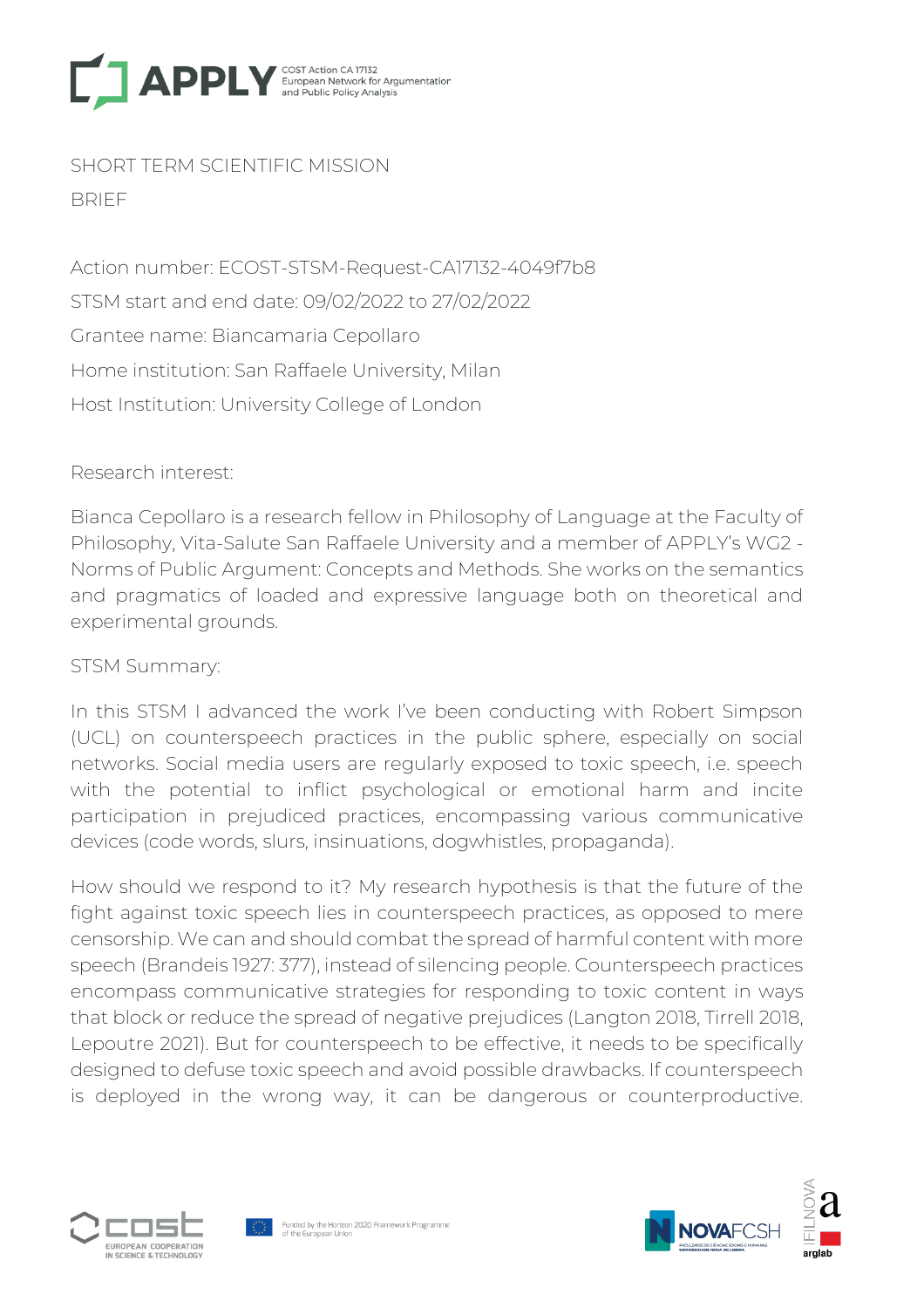SHORT TERM SCIENTIFIC MISSION

BRIEF

Action number: ECOST-STSM-Request-CA17132-4049f7b8

STSM start and end date: 09/02/2022 to 27/02/2022

Grantee name: Biancamaria Cepollaro

Home institution: San Raffaele University, Milan

Host Institution: University College of London

Research interest:

Bianca Cepollaro is a research fellow in Philosophy of Language at the Faculty of Philosophy, Vita-Salute San Raffaele University and a member of APPLY's WG2 - Norms of Public Argument: Concepts and Methods. She works on the semantics and pragmatics of loaded and expressive language both on theoretical and experimental grounds.

STSM Summary:

In this STSM I advanced the work I've been conducting with Robert Simpson (UCL) on counterspeech practices in the public sphere, especially on social networks. Social media users are regularly exposed to toxic speech, i.e. speech with the potential to inflict psychological or emotional harm and incite participation in prejudiced practices, encompassing various communicative devices (code words, slurs, insinuations, dogwhistles, propaganda).

How should we respond to it? My research hypothesis is that the future of the fight against toxic speech lies in counterspeech practices, as opposed to mere censorship. We can and should combat the spread of harmful content with more speech (Brandeis 1927: 377), instead of silencing people. Counterspeech practices encompass communicative strategies for responding to toxic content in ways that block or reduce the spread of negative prejudices (Langton 2018, Tirrell 2018, Lepoutre 2021). But for counterspeech to be effective, it needs to be specifically designed to defuse toxic speech and avoid possible drawbacks. If counterspeech is deployed in the wrong way, it can be dangerous or counterproductive.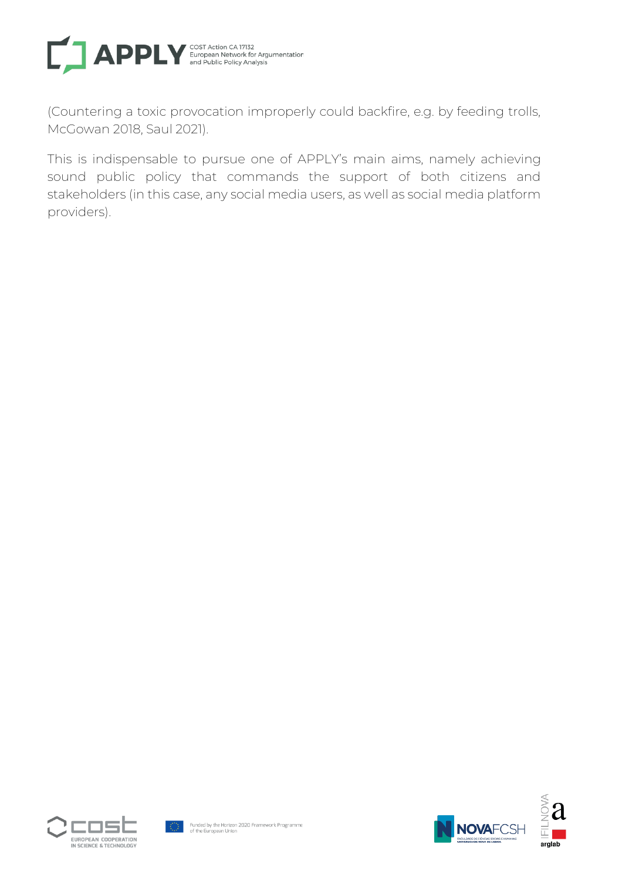(Countering a toxic provocation improperly could backfire, e.g. by feeding trolls, McGowan 2018, Saul 2021).

This is indispensable to pursue one of APPLY's main aims, namely achieving sound public policy that commands the support of both citizens and stakeholders (in this case, any social media users, as well as social media platform providers).